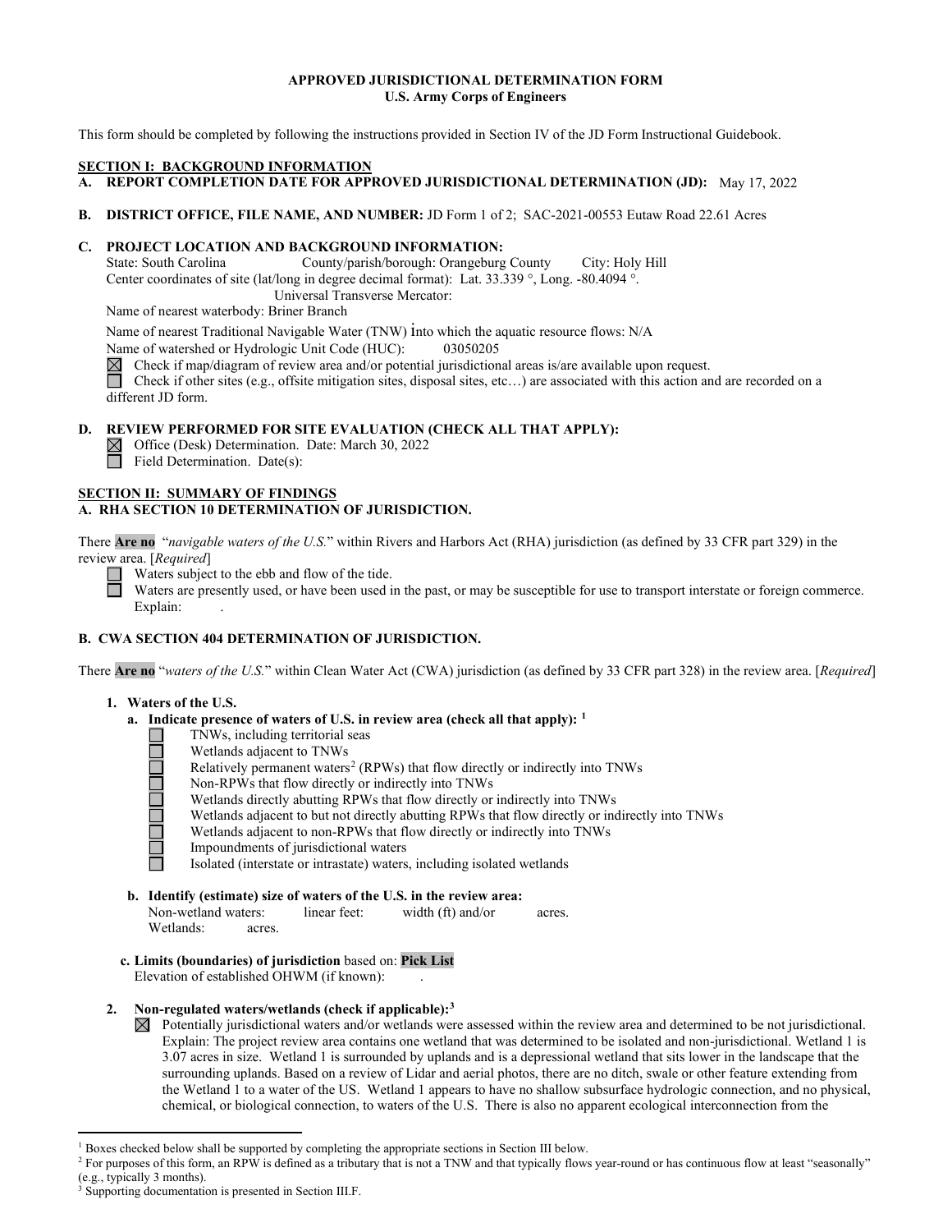**APPROVED JURISDICTIONAL DETERMINATION FORM**
**U.S. Army Corps of Engineers**

This form should be completed by following the instructions provided in Section IV of the JD Form Instructional Guidebook.

## SECTION I: BACKGROUND INFORMATION

**A. REPORT COMPLETION DATE FOR APPROVED JURISDICTIONAL DETERMINATION (JD):** May 17, 2022

**B. DISTRICT OFFICE, FILE NAME, AND NUMBER:** JD Form 1 of 2; SAC-2021-00553 Eutaw Road 22.61 Acres

**C. PROJECT LOCATION AND BACKGROUND INFORMATION:**

State: South Carolina County/parish/borough: Orangeburg County City: Holy Hill
Center coordinates of site (lat/long in degree decimal format): Lat. 33.339 °, Long. -80.4094 °.
Universal Transverse Mercator:
Name of nearest waterbody: Briner Branch
Name of nearest Traditional Navigable Water (TNW) into which the aquatic resource flows: N/A
Name of watershed or Hydrologic Unit Code (HUC): 03050205

☒ Check if map/diagram of review area and/or potential jurisdictional areas is/are available upon request.
☐ Check if other sites (e.g., offsite mitigation sites, disposal sites, etc…) are associated with this action and are recorded on a different JD form.

**D. REVIEW PERFORMED FOR SITE EVALUATION (CHECK ALL THAT APPLY):**

☒ Office (Desk) Determination. Date: March 30, 2022
☐ Field Determination. Date(s):

## SECTION II: SUMMARY OF FINDINGS

**A. RHA SECTION 10 DETERMINATION OF JURISDICTION.**

There **Are no** "*navigable waters of the U.S.*" within Rivers and Harbors Act (RHA) jurisdiction (as defined by 33 CFR part 329) in the review area. [*Required*]

☐ Waters subject to the ebb and flow of the tide.
☐ Waters are presently used, or have been used in the past, or may be susceptible for use to transport interstate or foreign commerce. Explain: .

**B. CWA SECTION 404 DETERMINATION OF JURISDICTION.**

There **Are no** "*waters of the U.S.*" within Clean Water Act (CWA) jurisdiction (as defined by 33 CFR part 328) in the review area. [*Required*]

**1. Waters of the U.S.**

**a. Indicate presence of waters of U.S. in review area (check all that apply):** [1]

☐ TNWs, including territorial seas
☐ Wetlands adjacent to TNWs
☐ Relatively permanent waters[2] (RPWs) that flow directly or indirectly into TNWs
☐ Non-RPWs that flow directly or indirectly into TNWs
☐ Wetlands directly abutting RPWs that flow directly or indirectly into TNWs
☐ Wetlands adjacent to but not directly abutting RPWs that flow directly or indirectly into TNWs
☐ Wetlands adjacent to non-RPWs that flow directly or indirectly into TNWs
☐ Impoundments of jurisdictional waters
☐ Isolated (interstate or intrastate) waters, including isolated wetlands

**b. Identify (estimate) size of waters of the U.S. in the review area:**

Non-wetland waters: linear feet: width (ft) and/or acres.
Wetlands: acres.

**c. Limits (boundaries) of jurisdiction** based on: **Pick List**
Elevation of established OHWM (if known): .

**2. Non-regulated waters/wetlands (check if applicable):**[3]

☒ Potentially jurisdictional waters and/or wetlands were assessed within the review area and determined to be not jurisdictional. Explain: The project review area contains one wetland that was determined to be isolated and non-jurisdictional. Wetland 1 is 3.07 acres in size. Wetland 1 is surrounded by uplands and is a depressional wetland that sits lower in the landscape that the surrounding uplands. Based on a review of Lidar and aerial photos, there are no ditch, swale or other feature extending from the Wetland 1 to a water of the US. Wetland 1 appears to have no shallow subsurface hydrologic connection, and no physical, chemical, or biological connection, to waters of the U.S. There is also no apparent ecological interconnection from the

---

[1] Boxes checked below shall be supported by completing the appropriate sections in Section III below.
[2] For purposes of this form, an RPW is defined as a tributary that is not a TNW and that typically flows year-round or has continuous flow at least "seasonally" (e.g., typically 3 months).
[3] Supporting documentation is presented in Section III.F.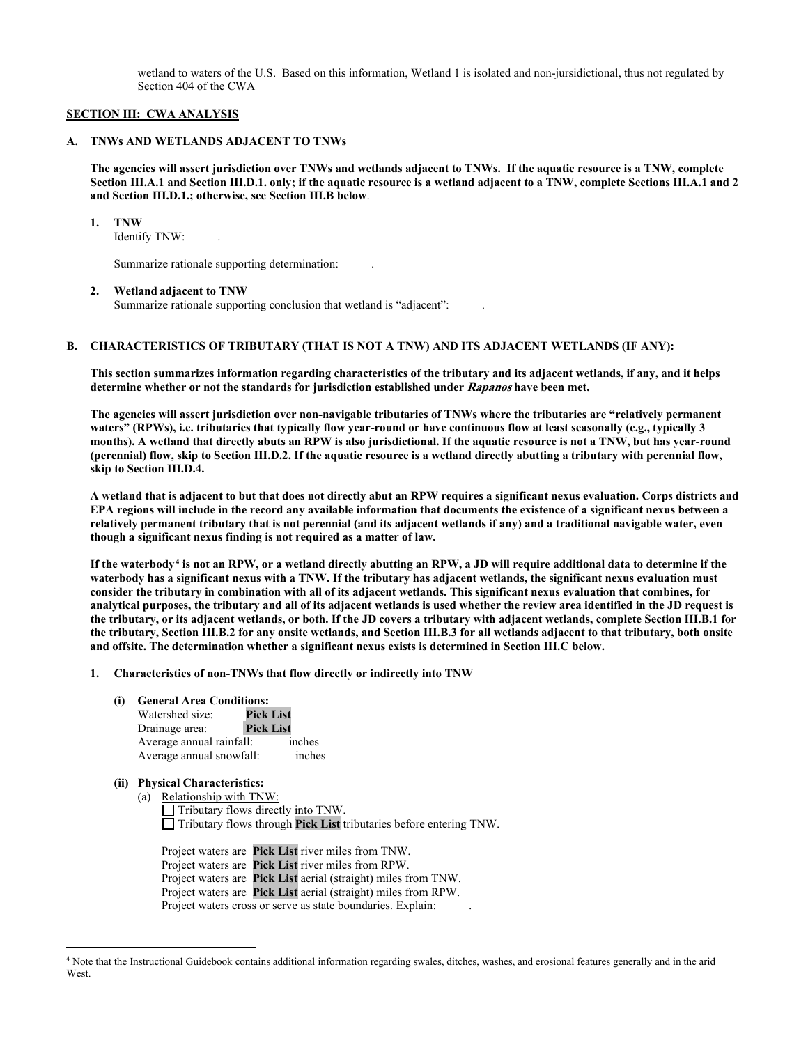wetland to waters of the U.S. Based on this information, Wetland 1 is isolated and non-jursidictional, thus not regulated by Section 404 of the CWA

## SECTION III: CWA ANALYSIS

### A. TNWs AND WETLANDS ADJACENT TO TNWs

**The agencies will assert jurisdiction over TNWs and wetlands adjacent to TNWs. If the aquatic resource is a TNW, complete Section III.A.1 and Section III.D.1. only; if the aquatic resource is a wetland adjacent to a TNW, complete Sections III.A.1 and 2 and Section III.D.1.; otherwise, see Section III.B below**.

**1. TNW**

Identify TNW: .

Summarize rationale supporting determination: .

**2. Wetland adjacent to TNW**

Summarize rationale supporting conclusion that wetland is "adjacent": .

### B. CHARACTERISTICS OF TRIBUTARY (THAT IS NOT A TNW) AND ITS ADJACENT WETLANDS (IF ANY):

**This section summarizes information regarding characteristics of the tributary and its adjacent wetlands, if any, and it helps determine whether or not the standards for jurisdiction established under *Rapanos* have been met.**

**The agencies will assert jurisdiction over non-navigable tributaries of TNWs where the tributaries are "relatively permanent waters" (RPWs), i.e. tributaries that typically flow year-round or have continuous flow at least seasonally (e.g., typically 3 months). A wetland that directly abuts an RPW is also jurisdictional. If the aquatic resource is not a TNW, but has year-round (perennial) flow, skip to Section III.D.2. If the aquatic resource is a wetland directly abutting a tributary with perennial flow, skip to Section III.D.4.**

**A wetland that is adjacent to but that does not directly abut an RPW requires a significant nexus evaluation. Corps districts and EPA regions will include in the record any available information that documents the existence of a significant nexus between a relatively permanent tributary that is not perennial (and its adjacent wetlands if any) and a traditional navigable water, even though a significant nexus finding is not required as a matter of law.**

**If the waterbody[4] is not an RPW, or a wetland directly abutting an RPW, a JD will require additional data to determine if the waterbody has a significant nexus with a TNW. If the tributary has adjacent wetlands, the significant nexus evaluation must consider the tributary in combination with all of its adjacent wetlands. This significant nexus evaluation that combines, for analytical purposes, the tributary and all of its adjacent wetlands is used whether the review area identified in the JD request is the tributary, or its adjacent wetlands, or both. If the JD covers a tributary with adjacent wetlands, complete Section III.B.1 for the tributary, Section III.B.2 for any onsite wetlands, and Section III.B.3 for all wetlands adjacent to that tributary, both onsite and offsite. The determination whether a significant nexus exists is determined in Section III.C below.**

**1. Characteristics of non-TNWs that flow directly or indirectly into TNW**

**(i) General Area Conditions:**

Watershed size: **Pick List**
Drainage area: **Pick List**
Average annual rainfall: inches
Average annual snowfall: inches

**(ii) Physical Characteristics:**

(a) Relationship with TNW:

☐ Tributary flows directly into TNW.
☐ Tributary flows through **Pick List** tributaries before entering TNW.

Project waters are **Pick List** river miles from TNW.
Project waters are **Pick List** river miles from RPW.
Project waters are **Pick List** aerial (straight) miles from TNW.
Project waters are **Pick List** aerial (straight) miles from RPW.
Project waters cross or serve as state boundaries. Explain: .

[4] Note that the Instructional Guidebook contains additional information regarding swales, ditches, washes, and erosional features generally and in the arid West.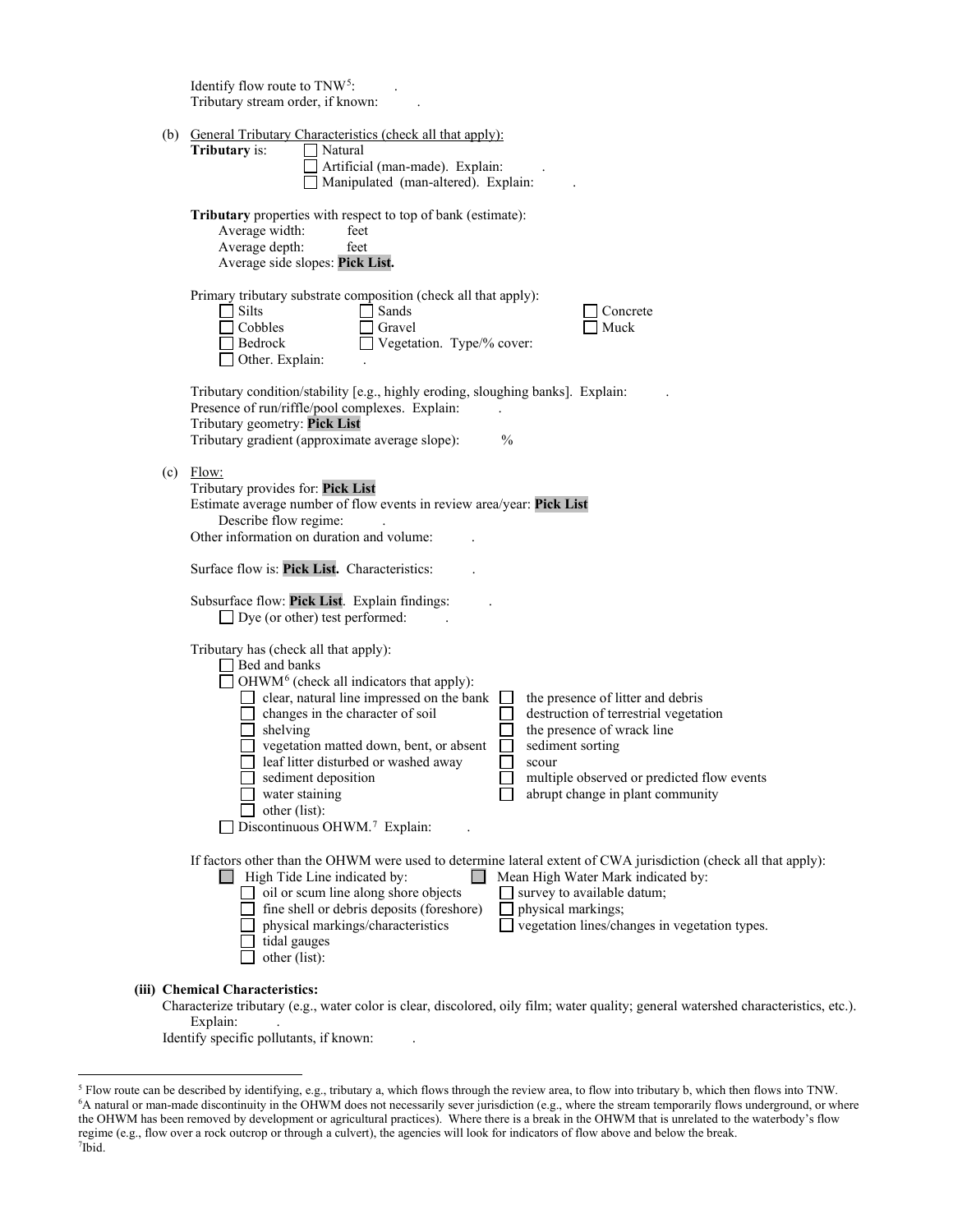Identify flow route to TNW[5]: .
Tributary stream order, if known: .

(b) General Tributary Characteristics (check all that apply):

**Tributary** is:
- ☐ Natural
- ☐ Artificial (man-made). Explain: .
- ☐ Manipulated (man-altered). Explain: .

**Tributary** properties with respect to top of bank (estimate):
- Average width: feet
- Average depth: feet
- Average side slopes: **Pick List.**

Primary tributary substrate composition (check all that apply):
- ☐ Silts
- ☐ Sands
- ☐ Concrete
- ☐ Cobbles
- ☐ Gravel
- ☐ Muck
- ☐ Bedrock
- ☐ Vegetation. Type/% cover:
- ☐ Other. Explain: .

Tributary condition/stability [e.g., highly eroding, sloughing banks]. Explain: .
Presence of run/riffle/pool complexes. Explain: .
Tributary geometry: **Pick List**
Tributary gradient (approximate average slope): %

(c) Flow:

Tributary provides for: **Pick List**
Estimate average number of flow events in review area/year: **Pick List**
Describe flow regime: .
Other information on duration and volume: .

Surface flow is: **Pick List.** Characteristics: .

Subsurface flow: **Pick List**. Explain findings: .
- ☐ Dye (or other) test performed: .

Tributary has (check all that apply):
- ☐ Bed and banks
- ☐ OHWM[6] (check all indicators that apply):
  - ☐ clear, natural line impressed on the bank
  - ☐ the presence of litter and debris
  - ☐ changes in the character of soil
  - ☐ destruction of terrestrial vegetation
  - ☐ shelving
  - ☐ the presence of wrack line
  - ☐ vegetation matted down, bent, or absent
  - ☐ sediment sorting
  - ☐ leaf litter disturbed or washed away
  - ☐ scour
  - ☐ sediment deposition
  - ☐ multiple observed or predicted flow events
  - ☐ water staining
  - ☐ abrupt change in plant community
  - ☐ other (list):
- ☐ Discontinuous OHWM.[7] Explain: .

If factors other than the OHWM were used to determine lateral extent of CWA jurisdiction (check all that apply):
- ☐ High Tide Line indicated by:
  - ☐ oil or scum line along shore objects
  - ☐ fine shell or debris deposits (foreshore)
  - ☐ physical markings/characteristics
  - ☐ tidal gauges
  - ☐ other (list):
- ☐ Mean High Water Mark indicated by:
  - ☐ survey to available datum;
  - ☐ physical markings;
  - ☐ vegetation lines/changes in vegetation types.

**(iii) Chemical Characteristics:**

Characterize tributary (e.g., water color is clear, discolored, oily film; water quality; general watershed characteristics, etc.).
Explain: .
Identify specific pollutants, if known: .

---

[5] Flow route can be described by identifying, e.g., tributary a, which flows through the review area, to flow into tributary b, which then flows into TNW.
[6] A natural or man-made discontinuity in the OHWM does not necessarily sever jurisdiction (e.g., where the stream temporarily flows underground, or where the OHWM has been removed by development or agricultural practices). Where there is a break in the OHWM that is unrelated to the waterbody's flow regime (e.g., flow over a rock outcrop or through a culvert), the agencies will look for indicators of flow above and below the break.
[7] Ibid.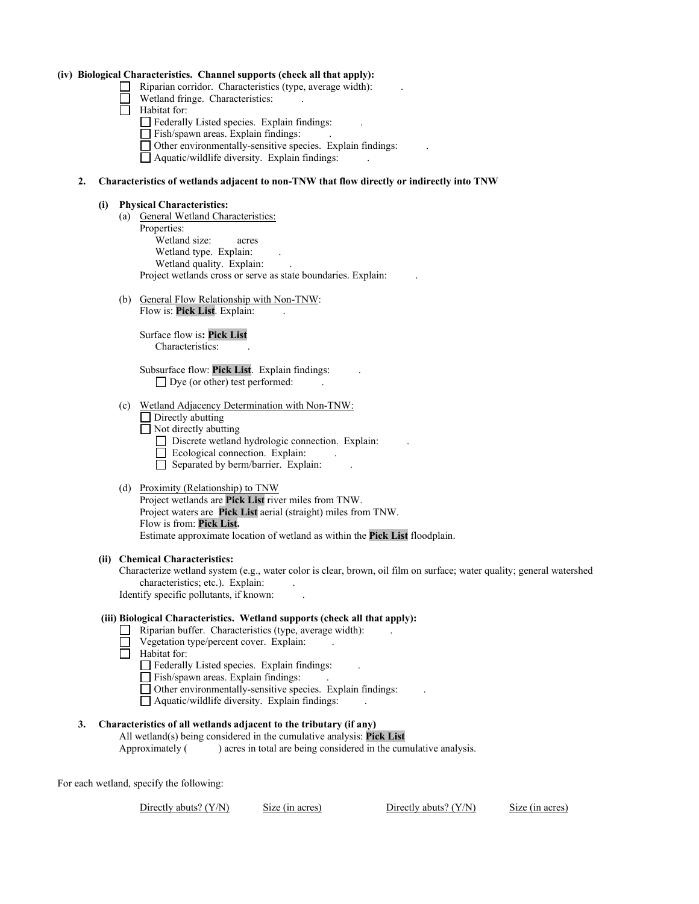**(iv) Biological Characteristics. Channel supports (check all that apply):**

- ☐ Riparian corridor. Characteristics (type, average width): .
- ☐ Wetland fringe. Characteristics: .
- ☐ Habitat for:
  - ☐ Federally Listed species. Explain findings: .
  - ☐ Fish/spawn areas. Explain findings: .
  - ☐ Other environmentally-sensitive species. Explain findings: .
  - ☐ Aquatic/wildlife diversity. Explain findings: .

**2. Characteristics of wetlands adjacent to non-TNW that flow directly or indirectly into TNW**

**(i) Physical Characteristics:**

(a) General Wetland Characteristics:

Properties:

Wetland size: acres

Wetland type. Explain: .

Wetland quality. Explain: .

Project wetlands cross or serve as state boundaries. Explain: .

(b) General Flow Relationship with Non-TNW:

Flow is: **Pick List**. Explain: .

Surface flow is**: Pick List**

Characteristics: .

Subsurface flow: **Pick List**. Explain findings: .

☐ Dye (or other) test performed: .

(c) Wetland Adjacency Determination with Non-TNW:

- ☐ Directly abutting
- ☐ Not directly abutting
  - ☐ Discrete wetland hydrologic connection. Explain: .
  - ☐ Ecological connection. Explain: .
  - ☐ Separated by berm/barrier. Explain: .

(d) Proximity (Relationship) to TNW

Project wetlands are **Pick List** river miles from TNW.

Project waters are **Pick List** aerial (straight) miles from TNW.

Flow is from: **Pick List.**

Estimate approximate location of wetland as within the **Pick List** floodplain.

**(ii) Chemical Characteristics:**

Characterize wetland system (e.g., water color is clear, brown, oil film on surface; water quality; general watershed characteristics; etc.). Explain: .

Identify specific pollutants, if known: .

**(iii) Biological Characteristics. Wetland supports (check all that apply):**

- ☐ Riparian buffer. Characteristics (type, average width): .
- ☐ Vegetation type/percent cover. Explain: .
- ☐ Habitat for:
  - ☐ Federally Listed species. Explain findings: .
  - ☐ Fish/spawn areas. Explain findings: .
  - ☐ Other environmentally-sensitive species. Explain findings: .
  - ☐ Aquatic/wildlife diversity. Explain findings: .

**3. Characteristics of all wetlands adjacent to the tributary (if any)**

All wetland(s) being considered in the cumulative analysis: **Pick List**

Approximately ( ) acres in total are being considered in the cumulative analysis.

For each wetland, specify the following:

| Directly abuts? (Y/N) | Size (in acres) | Directly abuts? (Y/N) | Size (in acres) |
|---|---|---|---|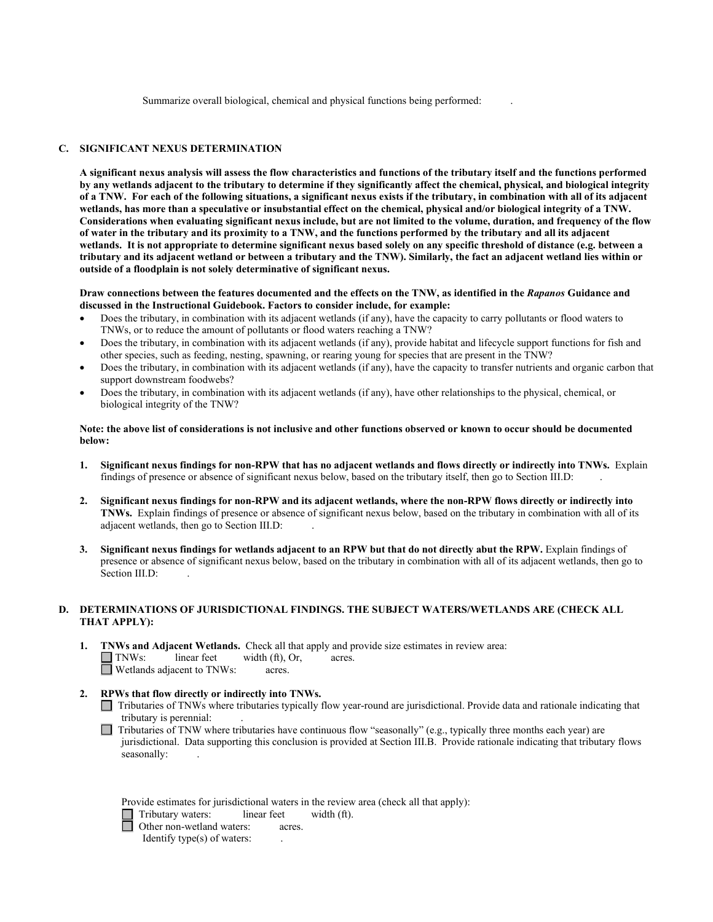Summarize overall biological, chemical and physical functions being performed: .

## C. SIGNIFICANT NEXUS DETERMINATION

**A significant nexus analysis will assess the flow characteristics and functions of the tributary itself and the functions performed by any wetlands adjacent to the tributary to determine if they significantly affect the chemical, physical, and biological integrity of a TNW. For each of the following situations, a significant nexus exists if the tributary, in combination with all of its adjacent wetlands, has more than a speculative or insubstantial effect on the chemical, physical and/or biological integrity of a TNW. Considerations when evaluating significant nexus include, but are not limited to the volume, duration, and frequency of the flow of water in the tributary and its proximity to a TNW, and the functions performed by the tributary and all its adjacent wetlands. It is not appropriate to determine significant nexus based solely on any specific threshold of distance (e.g. between a tributary and its adjacent wetland or between a tributary and the TNW). Similarly, the fact an adjacent wetland lies within or outside of a floodplain is not solely determinative of significant nexus.**

**Draw connections between the features documented and the effects on the TNW, as identified in the *Rapanos* Guidance and discussed in the Instructional Guidebook. Factors to consider include, for example:**

- Does the tributary, in combination with its adjacent wetlands (if any), have the capacity to carry pollutants or flood waters to TNWs, or to reduce the amount of pollutants or flood waters reaching a TNW?
- Does the tributary, in combination with its adjacent wetlands (if any), provide habitat and lifecycle support functions for fish and other species, such as feeding, nesting, spawning, or rearing young for species that are present in the TNW?
- Does the tributary, in combination with its adjacent wetlands (if any), have the capacity to transfer nutrients and organic carbon that support downstream foodwebs?
- Does the tributary, in combination with its adjacent wetlands (if any), have other relationships to the physical, chemical, or biological integrity of the TNW?

**Note: the above list of considerations is not inclusive and other functions observed or known to occur should be documented below:**

1. **Significant nexus findings for non-RPW that has no adjacent wetlands and flows directly or indirectly into TNWs.** Explain findings of presence or absence of significant nexus below, based on the tributary itself, then go to Section III.D: .

2. **Significant nexus findings for non-RPW and its adjacent wetlands, where the non-RPW flows directly or indirectly into TNWs.** Explain findings of presence or absence of significant nexus below, based on the tributary in combination with all of its adjacent wetlands, then go to Section III.D: .

3. **Significant nexus findings for wetlands adjacent to an RPW but that do not directly abut the RPW.** Explain findings of presence or absence of significant nexus below, based on the tributary in combination with all of its adjacent wetlands, then go to Section III.D: .

## D. DETERMINATIONS OF JURISDICTIONAL FINDINGS. THE SUBJECT WATERS/WETLANDS ARE (CHECK ALL THAT APPLY):

1. **TNWs and Adjacent Wetlands.** Check all that apply and provide size estimates in review area:
   - ☐ TNWs: linear feet width (ft), Or, acres.
   - ☐ Wetlands adjacent to TNWs: acres.

2. **RPWs that flow directly or indirectly into TNWs.**
   - ☐ Tributaries of TNWs where tributaries typically flow year-round are jurisdictional. Provide data and rationale indicating that tributary is perennial: .
   - ☐ Tributaries of TNW where tributaries have continuous flow "seasonally" (e.g., typically three months each year) are jurisdictional. Data supporting this conclusion is provided at Section III.B. Provide rationale indicating that tributary flows seasonally: .

   Provide estimates for jurisdictional waters in the review area (check all that apply):
   - ☐ Tributary waters: linear feet width (ft).
   - ☐ Other non-wetland waters: acres.
     Identify type(s) of waters: .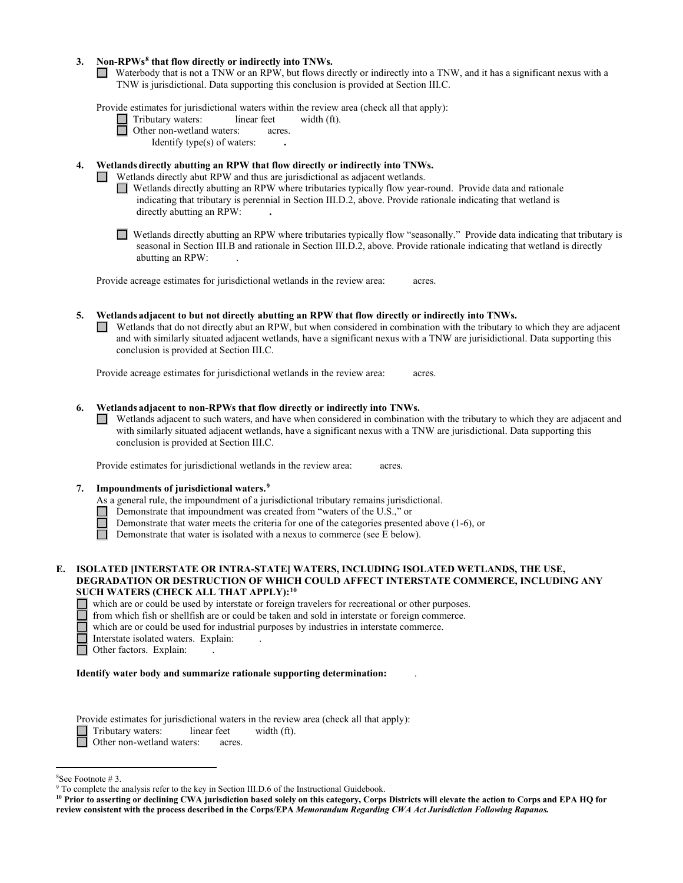**3. Non-RPWs[8] that flow directly or indirectly into TNWs.**

☐ Waterbody that is not a TNW or an RPW, but flows directly or indirectly into a TNW, and it has a significant nexus with a TNW is jurisdictional. Data supporting this conclusion is provided at Section III.C.

Provide estimates for jurisdictional waters within the review area (check all that apply):

☐ Tributary waters: linear feet width (ft).

☐ Other non-wetland waters: acres.

Identify type(s) of waters: **.**

**4. Wetlands directly abutting an RPW that flow directly or indirectly into TNWs.**

☐ Wetlands directly abut RPW and thus are jurisdictional as adjacent wetlands.

☐ Wetlands directly abutting an RPW where tributaries typically flow year-round. Provide data and rationale indicating that tributary is perennial in Section III.D.2, above. Provide rationale indicating that wetland is directly abutting an RPW: **.**

☐ Wetlands directly abutting an RPW where tributaries typically flow "seasonally." Provide data indicating that tributary is seasonal in Section III.B and rationale in Section III.D.2, above. Provide rationale indicating that wetland is directly abutting an RPW: .

Provide acreage estimates for jurisdictional wetlands in the review area: acres.

**5. Wetlands adjacent to but not directly abutting an RPW that flow directly or indirectly into TNWs.**

☐ Wetlands that do not directly abut an RPW, but when considered in combination with the tributary to which they are adjacent and with similarly situated adjacent wetlands, have a significant nexus with a TNW are jurisidictional. Data supporting this conclusion is provided at Section III.C.

Provide acreage estimates for jurisdictional wetlands in the review area: acres.

**6. Wetlands adjacent to non-RPWs that flow directly or indirectly into TNWs.**

☐ Wetlands adjacent to such waters, and have when considered in combination with the tributary to which they are adjacent and with similarly situated adjacent wetlands, have a significant nexus with a TNW are jurisdictional. Data supporting this conclusion is provided at Section III.C.

Provide estimates for jurisdictional wetlands in the review area: acres.

**7. Impoundments of jurisdictional waters.[9]**

As a general rule, the impoundment of a jurisdictional tributary remains jurisdictional.

☐ Demonstrate that impoundment was created from "waters of the U.S.," or

☐ Demonstrate that water meets the criteria for one of the categories presented above (1-6), or

☐ Demonstrate that water is isolated with a nexus to commerce (see E below).

**E. ISOLATED [INTERSTATE OR INTRA-STATE] WATERS, INCLUDING ISOLATED WETLANDS, THE USE, DEGRADATION OR DESTRUCTION OF WHICH COULD AFFECT INTERSTATE COMMERCE, INCLUDING ANY SUCH WATERS (CHECK ALL THAT APPLY):[10]**

☐ which are or could be used by interstate or foreign travelers for recreational or other purposes.

☐ from which fish or shellfish are or could be taken and sold in interstate or foreign commerce.

☐ which are or could be used for industrial purposes by industries in interstate commerce.

☐ Interstate isolated waters. Explain: .

☐ Other factors. Explain: .

**Identify water body and summarize rationale supporting determination:** .

Provide estimates for jurisdictional waters in the review area (check all that apply):

☐ Tributary waters: linear feet width (ft).

☐ Other non-wetland waters: acres.

---

[8] See Footnote # 3.

[9] To complete the analysis refer to the key in Section III.D.6 of the Instructional Guidebook.

**[10] Prior to asserting or declining CWA jurisdiction based solely on this category, Corps Districts will elevate the action to Corps and EPA HQ for review consistent with the process described in the Corps/EPA *Memorandum Regarding CWA Act Jurisdiction Following Rapanos.***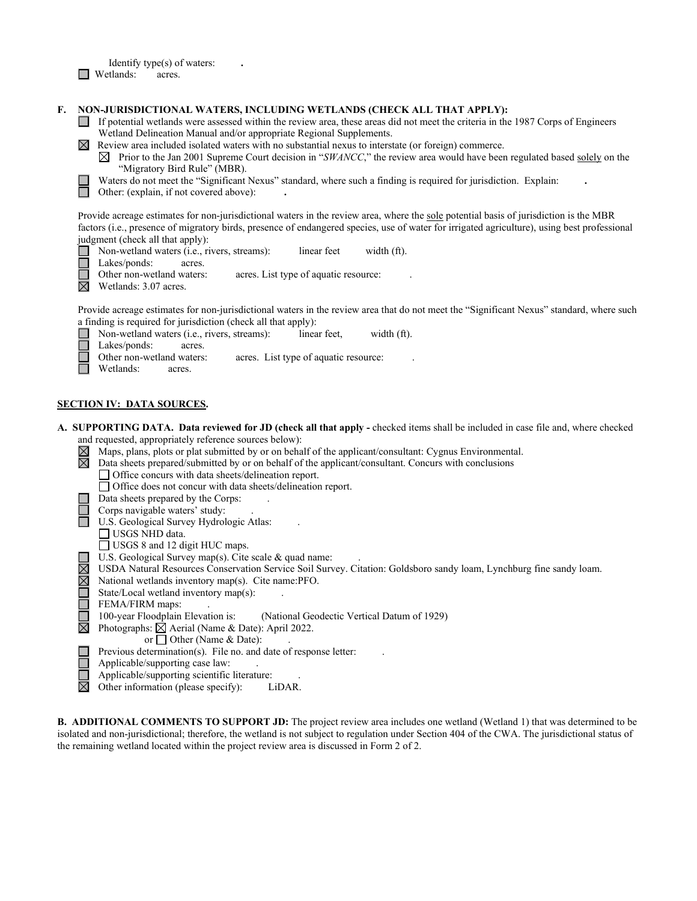Identify type(s) of waters: .

☐ Wetlands: acres.

**F. NON-JURISDICTIONAL WATERS, INCLUDING WETLANDS (CHECK ALL THAT APPLY):**

☐ If potential wetlands were assessed within the review area, these areas did not meet the criteria in the 1987 Corps of Engineers Wetland Delineation Manual and/or appropriate Regional Supplements.

☒ Review area included isolated waters with no substantial nexus to interstate (or foreign) commerce.

☒ Prior to the Jan 2001 Supreme Court decision in "*SWANCC*," the review area would have been regulated based solely on the "Migratory Bird Rule" (MBR).

☐ Waters do not meet the "Significant Nexus" standard, where such a finding is required for jurisdiction. Explain: .

☐ Other: (explain, if not covered above): .

Provide acreage estimates for non-jurisdictional waters in the review area, where the sole potential basis of jurisdiction is the MBR factors (i.e., presence of migratory birds, presence of endangered species, use of water for irrigated agriculture), using best professional judgment (check all that apply):

☐ Non-wetland waters (i.e., rivers, streams): linear feet width (ft).

☐ Lakes/ponds: acres.

☐ Other non-wetland waters: acres. List type of aquatic resource: .

☒ Wetlands: 3.07 acres.

Provide acreage estimates for non-jurisdictional waters in the review area that do not meet the "Significant Nexus" standard, where such a finding is required for jurisdiction (check all that apply):

☐ Non-wetland waters (i.e., rivers, streams): linear feet, width (ft).

☐ Lakes/ponds: acres.

☐ Other non-wetland waters: acres. List type of aquatic resource: .

☐ Wetlands: acres.

## SECTION IV: DATA SOURCES.

**A. SUPPORTING DATA. Data reviewed for JD (check all that apply -** checked items shall be included in case file and, where checked and requested, appropriately reference sources below):

☒ Maps, plans, plots or plat submitted by or on behalf of the applicant/consultant: Cygnus Environmental.

☒ Data sheets prepared/submitted by or on behalf of the applicant/consultant. Concurs with conclusions

☐ Office concurs with data sheets/delineation report.

☐ Office does not concur with data sheets/delineation report.

☐ Data sheets prepared by the Corps: .

☐ Corps navigable waters' study: .

☐ U.S. Geological Survey Hydrologic Atlas: .

☐ USGS NHD data.

☐ USGS 8 and 12 digit HUC maps.

☐ U.S. Geological Survey map(s). Cite scale & quad name: .

☒ USDA Natural Resources Conservation Service Soil Survey. Citation: Goldsboro sandy loam, Lynchburg fine sandy loam.

☒ National wetlands inventory map(s). Cite name:PFO.

☐ State/Local wetland inventory map(s): .

☐ FEMA/FIRM maps: .

☐ 100-year Floodplain Elevation is: (National Geodectic Vertical Datum of 1929)

☒ Photographs: ☒ Aerial (Name & Date): April 2022.

or ☐ Other (Name & Date): .

☐ Previous determination(s). File no. and date of response letter: .

☐ Applicable/supporting case law: .

☐ Applicable/supporting scientific literature: .

☒ Other information (please specify): LiDAR.

**B. ADDITIONAL COMMENTS TO SUPPORT JD:** The project review area includes one wetland (Wetland 1) that was determined to be isolated and non-jurisdictional; therefore, the wetland is not subject to regulation under Section 404 of the CWA. The jurisdictional status of the remaining wetland located within the project review area is discussed in Form 2 of 2.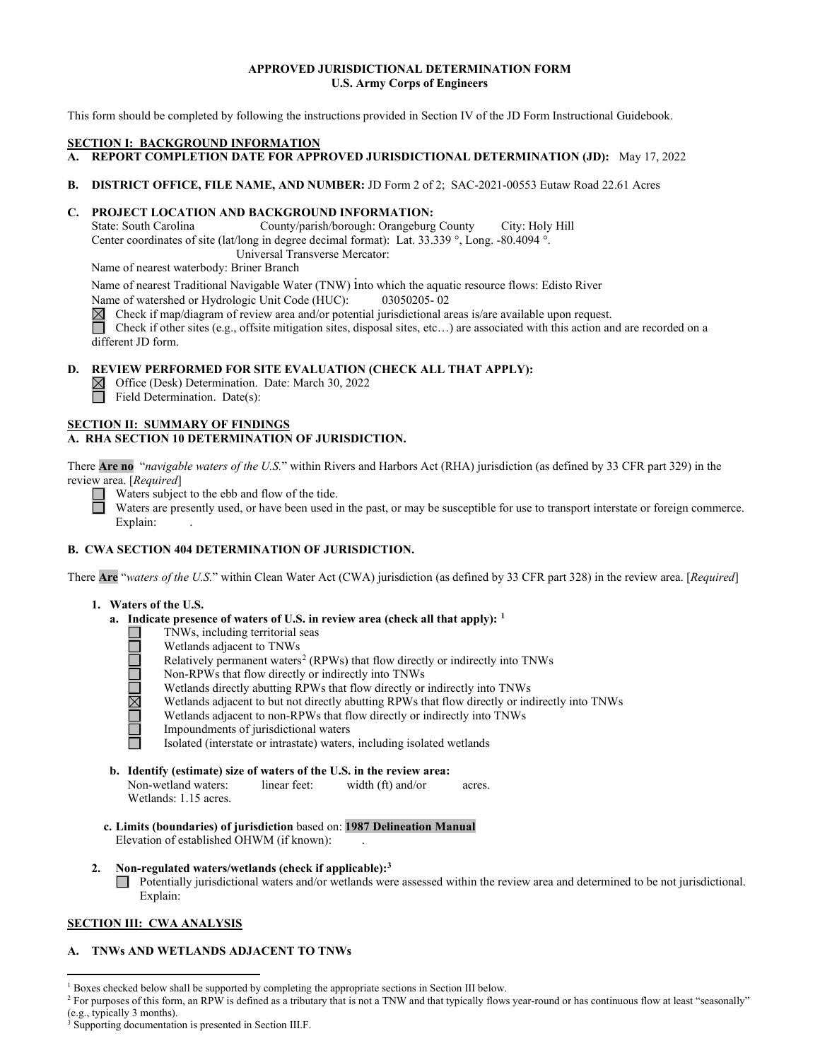**APPROVED JURISDICTIONAL DETERMINATION FORM**
**U.S. Army Corps of Engineers**

This form should be completed by following the instructions provided in Section IV of the JD Form Instructional Guidebook.

## SECTION I: BACKGROUND INFORMATION

**A. REPORT COMPLETION DATE FOR APPROVED JURISDICTIONAL DETERMINATION (JD):** May 17, 2022

**B. DISTRICT OFFICE, FILE NAME, AND NUMBER:** JD Form 2 of 2; SAC-2021-00553 Eutaw Road 22.61 Acres

**C. PROJECT LOCATION AND BACKGROUND INFORMATION:**

State: South Carolina County/parish/borough: Orangeburg County City: Holy Hill
Center coordinates of site (lat/long in degree decimal format): Lat. 33.339 °, Long. -80.4094 °.
Universal Transverse Mercator:
Name of nearest waterbody: Briner Branch
Name of nearest Traditional Navigable Water (TNW) into which the aquatic resource flows: Edisto River
Name of watershed or Hydrologic Unit Code (HUC): 03050205- 02

☒ Check if map/diagram of review area and/or potential jurisdictional areas is/are available upon request.
☐ Check if other sites (e.g., offsite mitigation sites, disposal sites, etc…) are associated with this action and are recorded on a different JD form.

**D. REVIEW PERFORMED FOR SITE EVALUATION (CHECK ALL THAT APPLY):**

☒ Office (Desk) Determination. Date: March 30, 2022
☐ Field Determination. Date(s):

## SECTION II: SUMMARY OF FINDINGS

**A. RHA SECTION 10 DETERMINATION OF JURISDICTION.**

There **Are no** "*navigable waters of the U.S.*" within Rivers and Harbors Act (RHA) jurisdiction (as defined by 33 CFR part 329) in the review area. [*Required*]

☐ Waters subject to the ebb and flow of the tide.
☐ Waters are presently used, or have been used in the past, or may be susceptible for use to transport interstate or foreign commerce. Explain: .

**B. CWA SECTION 404 DETERMINATION OF JURISDICTION.**

There **Are** "*waters of the U.S.*" within Clean Water Act (CWA) jurisdiction (as defined by 33 CFR part 328) in the review area. [*Required*]

**1. Waters of the U.S.**

**a. Indicate presence of waters of U.S. in review area (check all that apply):** [1]

☐ TNWs, including territorial seas
☐ Wetlands adjacent to TNWs
☐ Relatively permanent waters[2] (RPWs) that flow directly or indirectly into TNWs
☐ Non-RPWs that flow directly or indirectly into TNWs
☐ Wetlands directly abutting RPWs that flow directly or indirectly into TNWs
☒ Wetlands adjacent to but not directly abutting RPWs that flow directly or indirectly into TNWs
☐ Wetlands adjacent to non-RPWs that flow directly or indirectly into TNWs
☐ Impoundments of jurisdictional waters
☐ Isolated (interstate or intrastate) waters, including isolated wetlands

**b. Identify (estimate) size of waters of the U.S. in the review area:**

Non-wetland waters: linear feet: width (ft) and/or acres.
Wetlands: 1.15 acres.

**c. Limits (boundaries) of jurisdiction** based on: **1987 Delineation Manual**
Elevation of established OHWM (if known): .

**2. Non-regulated waters/wetlands (check if applicable):**[3]

☐ Potentially jurisdictional waters and/or wetlands were assessed within the review area and determined to be not jurisdictional. Explain:

## SECTION III: CWA ANALYSIS

**A. TNWs AND WETLANDS ADJACENT TO TNWs**

---

[1] Boxes checked below shall be supported by completing the appropriate sections in Section III below.
[2] For purposes of this form, an RPW is defined as a tributary that is not a TNW and that typically flows year-round or has continuous flow at least "seasonally" (e.g., typically 3 months).
[3] Supporting documentation is presented in Section III.F.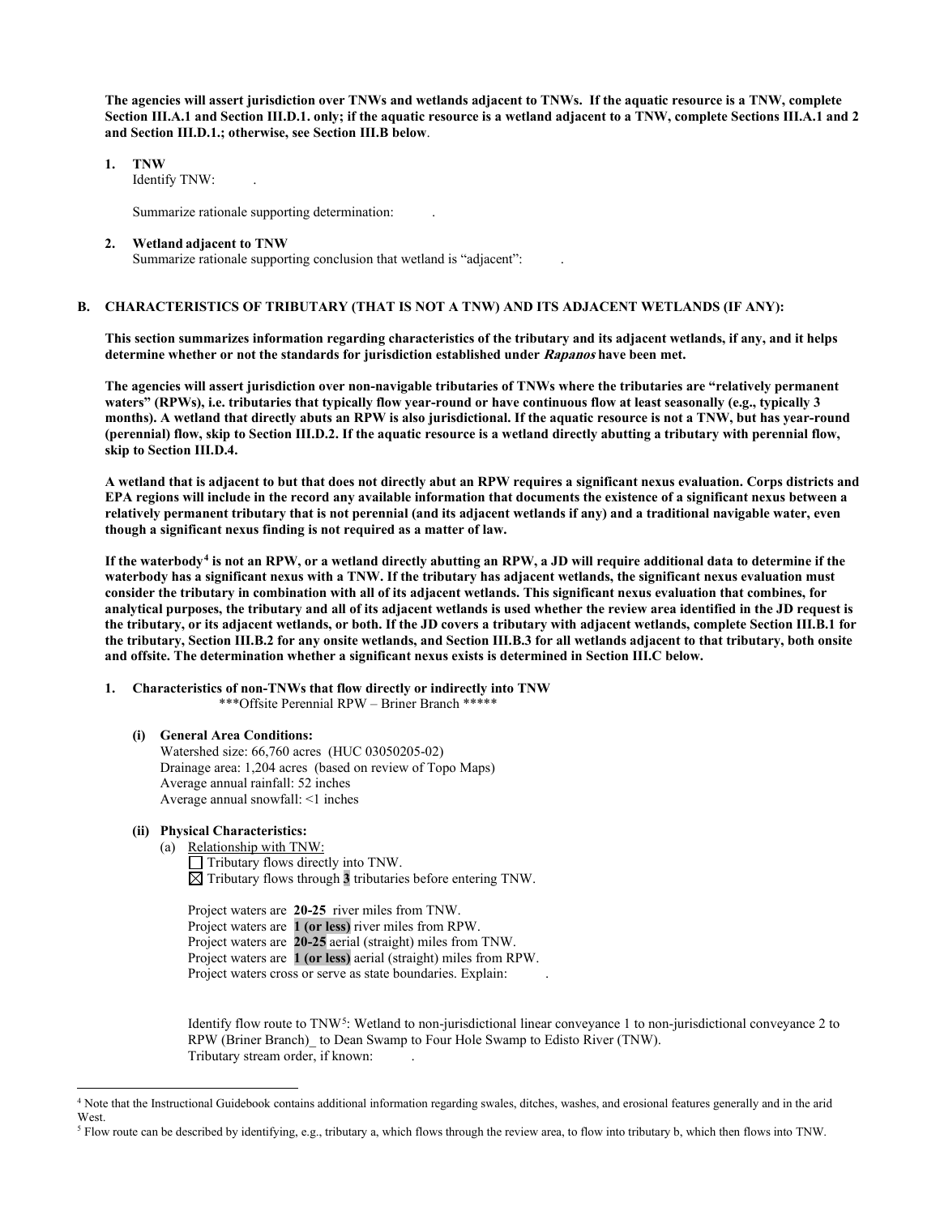**The agencies will assert jurisdiction over TNWs and wetlands adjacent to TNWs. If the aquatic resource is a TNW, complete Section III.A.1 and Section III.D.1. only; if the aquatic resource is a wetland adjacent to a TNW, complete Sections III.A.1 and 2 and Section III.D.1.; otherwise, see Section III.B below**.

1. **TNW**
   Identify TNW: .

   Summarize rationale supporting determination: .

2. **Wetland adjacent to TNW**
   Summarize rationale supporting conclusion that wetland is "adjacent": .

## B. CHARACTERISTICS OF TRIBUTARY (THAT IS NOT A TNW) AND ITS ADJACENT WETLANDS (IF ANY):

**This section summarizes information regarding characteristics of the tributary and its adjacent wetlands, if any, and it helps determine whether or not the standards for jurisdiction established under *Rapanos* have been met.**

**The agencies will assert jurisdiction over non-navigable tributaries of TNWs where the tributaries are "relatively permanent waters" (RPWs), i.e. tributaries that typically flow year-round or have continuous flow at least seasonally (e.g., typically 3 months). A wetland that directly abuts an RPW is also jurisdictional. If the aquatic resource is not a TNW, but has year-round (perennial) flow, skip to Section III.D.2. If the aquatic resource is a wetland directly abutting a tributary with perennial flow, skip to Section III.D.4.**

**A wetland that is adjacent to but that does not directly abut an RPW requires a significant nexus evaluation. Corps districts and EPA regions will include in the record any available information that documents the existence of a significant nexus between a relatively permanent tributary that is not perennial (and its adjacent wetlands if any) and a traditional navigable water, even though a significant nexus finding is not required as a matter of law.**

**If the waterbody[4] is not an RPW, or a wetland directly abutting an RPW, a JD will require additional data to determine if the waterbody has a significant nexus with a TNW. If the tributary has adjacent wetlands, the significant nexus evaluation must consider the tributary in combination with all of its adjacent wetlands. This significant nexus evaluation that combines, for analytical purposes, the tributary and all of its adjacent wetlands is used whether the review area identified in the JD request is the tributary, or its adjacent wetlands, or both. If the JD covers a tributary with adjacent wetlands, complete Section III.B.1 for the tributary, Section III.B.2 for any onsite wetlands, and Section III.B.3 for all wetlands adjacent to that tributary, both onsite and offsite. The determination whether a significant nexus exists is determined in Section III.C below.**

1. **Characteristics of non-TNWs that flow directly or indirectly into TNW**
   ***Offsite Perennial RPW – Briner Branch *****

   **(i) General Area Conditions:**
   Watershed size: 66,760 acres (HUC 03050205-02)
   Drainage area: 1,204 acres (based on review of Topo Maps)
   Average annual rainfall: 52 inches
   Average annual snowfall: <1 inches

   **(ii) Physical Characteristics:**
   (a) Relationship with TNW:
   ☐ Tributary flows directly into TNW.
   ☒ Tributary flows through **3** tributaries before entering TNW.

   Project waters are **20-25** river miles from TNW.
   Project waters are **1 (or less)** river miles from RPW.
   Project waters are **20-25** aerial (straight) miles from TNW.
   Project waters are **1 (or less)** aerial (straight) miles from RPW.
   Project waters cross or serve as state boundaries. Explain: .

   Identify flow route to TNW[5]: Wetland to non-jurisdictional linear conveyance 1 to non-jurisdictional conveyance 2 to RPW (Briner Branch)_ to Dean Swamp to Four Hole Swamp to Edisto River (TNW).
   Tributary stream order, if known: .

[4] Note that the Instructional Guidebook contains additional information regarding swales, ditches, washes, and erosional features generally and in the arid West.

[5] Flow route can be described by identifying, e.g., tributary a, which flows through the review area, to flow into tributary b, which then flows into TNW.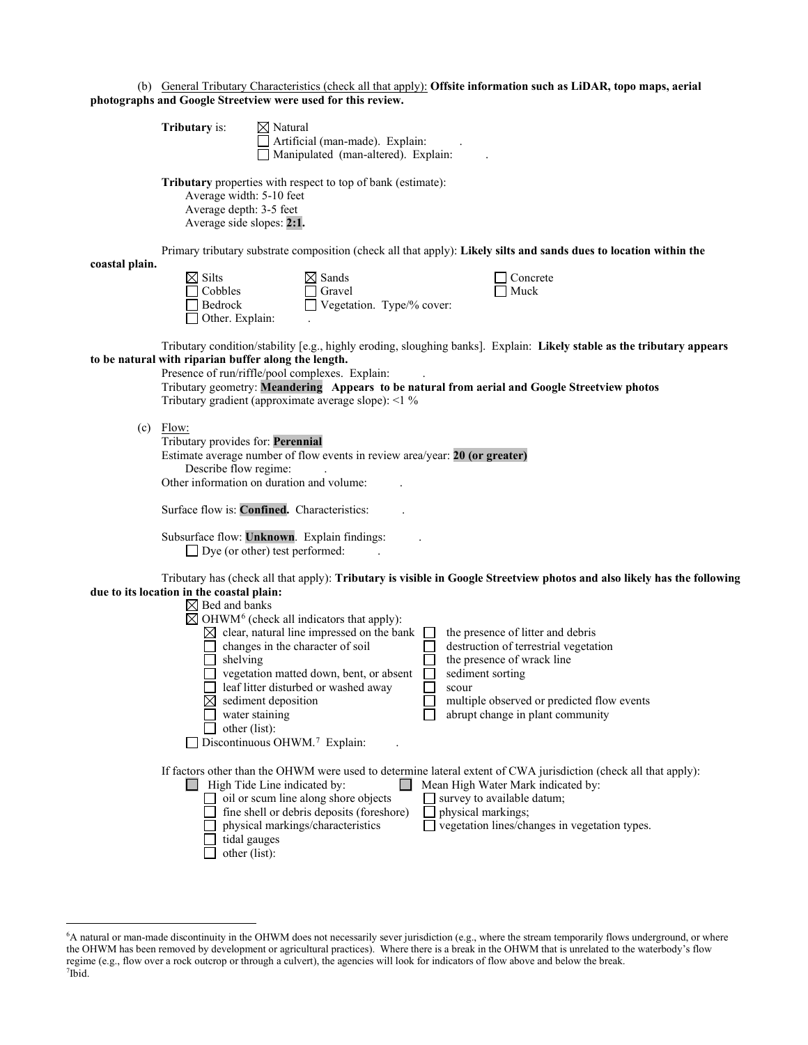(b) General Tributary Characteristics (check all that apply): **Offsite information such as LiDAR, topo maps, aerial photographs and Google Streetview were used for this review.**

**Tributary** is: ☒ Natural
☐ Artificial (man-made). Explain: .
☐ Manipulated (man-altered). Explain: .

**Tributary** properties with respect to top of bank (estimate):
Average width: 5-10 feet
Average depth: 3-5 feet
Average side slopes: **2:1.**

Primary tributary substrate composition (check all that apply): **Likely silts and sands dues to location within the coastal plain.**

☒ Silts ☒ Sands ☐ Concrete
☐ Cobbles ☐ Gravel ☐ Muck
☐ Bedrock ☐ Vegetation. Type/% cover:
☐ Other. Explain: .

Tributary condition/stability [e.g., highly eroding, sloughing banks]. Explain: **Likely stable as the tributary appears to be natural with riparian buffer along the length.**
Presence of run/riffle/pool complexes. Explain: .
Tributary geometry: **Meandering Appears to be natural from aerial and Google Streetview photos**
Tributary gradient (approximate average slope): <1 %

(c) Flow:
Tributary provides for: **Perennial**
Estimate average number of flow events in review area/year: **20 (or greater)**
Describe flow regime: .
Other information on duration and volume: .

Surface flow is: **Confined.** Characteristics: .

Subsurface flow: **Unknown**. Explain findings: .
☐ Dye (or other) test performed: .

Tributary has (check all that apply): **Tributary is visible in Google Streetview photos and also likely has the following due to its location in the coastal plain:**
☒ Bed and banks
☒ OHWM[6] (check all indicators that apply):
☒ clear, natural line impressed on the bank ☐ the presence of litter and debris
☐ changes in the character of soil ☐ destruction of terrestrial vegetation
☐ shelving ☐ the presence of wrack line
☐ vegetation matted down, bent, or absent ☐ sediment sorting
☐ leaf litter disturbed or washed away ☐ scour
☒ sediment deposition ☐ multiple observed or predicted flow events
☐ water staining ☐ abrupt change in plant community
☐ other (list):
☐ Discontinuous OHWM.[7] Explain: .

If factors other than the OHWM were used to determine lateral extent of CWA jurisdiction (check all that apply):
☐ High Tide Line indicated by: ☐ Mean High Water Mark indicated by:
☐ oil or scum line along shore objects ☐ survey to available datum;
☐ fine shell or debris deposits (foreshore) ☐ physical markings;
☐ physical markings/characteristics ☐ vegetation lines/changes in vegetation types.
☐ tidal gauges
☐ other (list):

---

[6]A natural or man-made discontinuity in the OHWM does not necessarily sever jurisdiction (e.g., where the stream temporarily flows underground, or where the OHWM has been removed by development or agricultural practices). Where there is a break in the OHWM that is unrelated to the waterbody's flow regime (e.g., flow over a rock outcrop or through a culvert), the agencies will look for indicators of flow above and below the break.
[7]Ibid.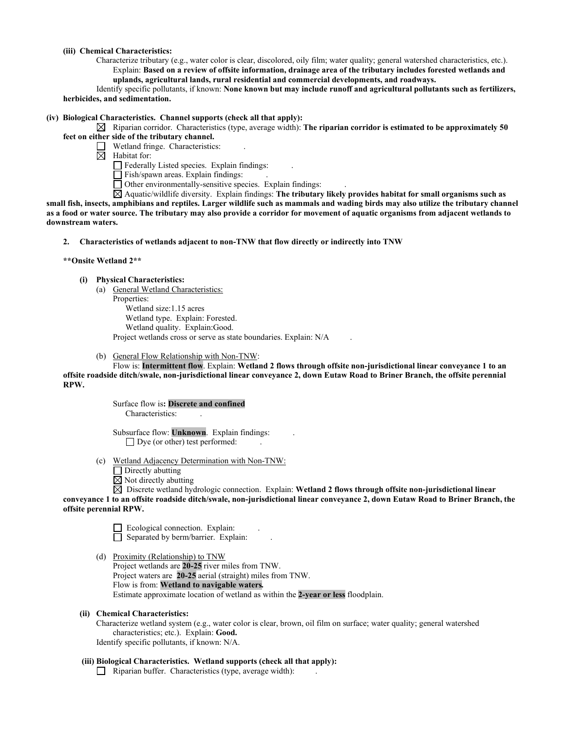**(iii) Chemical Characteristics:**

Characterize tributary (e.g., water color is clear, discolored, oily film; water quality; general watershed characteristics, etc.). Explain: **Based on a review of offsite information, drainage area of the tributary includes forested wetlands and uplands, agricultural lands, rural residential and commercial developments, and roadways.**

Identify specific pollutants, if known: **None known but may include runoff and agricultural pollutants such as fertilizers, herbicides, and sedimentation.**

**(iv) Biological Characteristics. Channel supports (check all that apply):**

☒ Riparian corridor. Characteristics (type, average width): **The riparian corridor is estimated to be approximately 50 feet on either side of the tributary channel.**

☐ Wetland fringe. Characteristics: .

☒ Habitat for:

☐ Federally Listed species. Explain findings: .

☐ Fish/spawn areas. Explain findings: .

☐ Other environmentally-sensitive species. Explain findings: .

☒ Aquatic/wildlife diversity. Explain findings: **The tributary likely provides habitat for small organisms such as small fish, insects, amphibians and reptiles. Larger wildlife such as mammals and wading birds may also utilize the tributary channel as a food or water source. The tributary may also provide a corridor for movement of aquatic organisms from adjacent wetlands to downstream waters.**

**2. Characteristics of wetlands adjacent to non-TNW that flow directly or indirectly into TNW**

****Onsite Wetland 2****

**(i) Physical Characteristics:**

(a) General Wetland Characteristics:

Properties:

Wetland size:1.15 acres

Wetland type. Explain: Forested.

Wetland quality. Explain:Good.

Project wetlands cross or serve as state boundaries. Explain: N/A .

(b) General Flow Relationship with Non-TNW:

Flow is: **Intermittent flow**. Explain: **Wetland 2 flows through offsite non-jurisdictional linear conveyance 1 to an offsite roadside ditch/swale, non-jurisdictional linear conveyance 2, down Eutaw Road to Briner Branch, the offsite perennial RPW.**

Surface flow is**: Discrete and confined**

Characteristics: .

Subsurface flow: **Unknown**. Explain findings: .

☐ Dye (or other) test performed: .

(c) Wetland Adjacency Determination with Non-TNW:

☐ Directly abutting

☒ Not directly abutting

☒ Discrete wetland hydrologic connection. Explain: **Wetland 2 flows through offsite non-jurisdictional linear conveyance 1 to an offsite roadside ditch/swale, non-jurisdictional linear conveyance 2, down Eutaw Road to Briner Branch, the offsite perennial RPW.**

☐ Ecological connection. Explain: .

☐ Separated by berm/barrier. Explain: .

(d) Proximity (Relationship) to TNW

Project wetlands are **20-25** river miles from TNW.

Project waters are **20-25** aerial (straight) miles from TNW.

Flow is from: **Wetland to navigable waters.**

Estimate approximate location of wetland as within the **2-year or less** floodplain.

**(ii) Chemical Characteristics:**

Characterize wetland system (e.g., water color is clear, brown, oil film on surface; water quality; general watershed characteristics; etc.). Explain: **Good.**

Identify specific pollutants, if known: N/A.

**(iii) Biological Characteristics. Wetland supports (check all that apply):**

☐ Riparian buffer. Characteristics (type, average width): .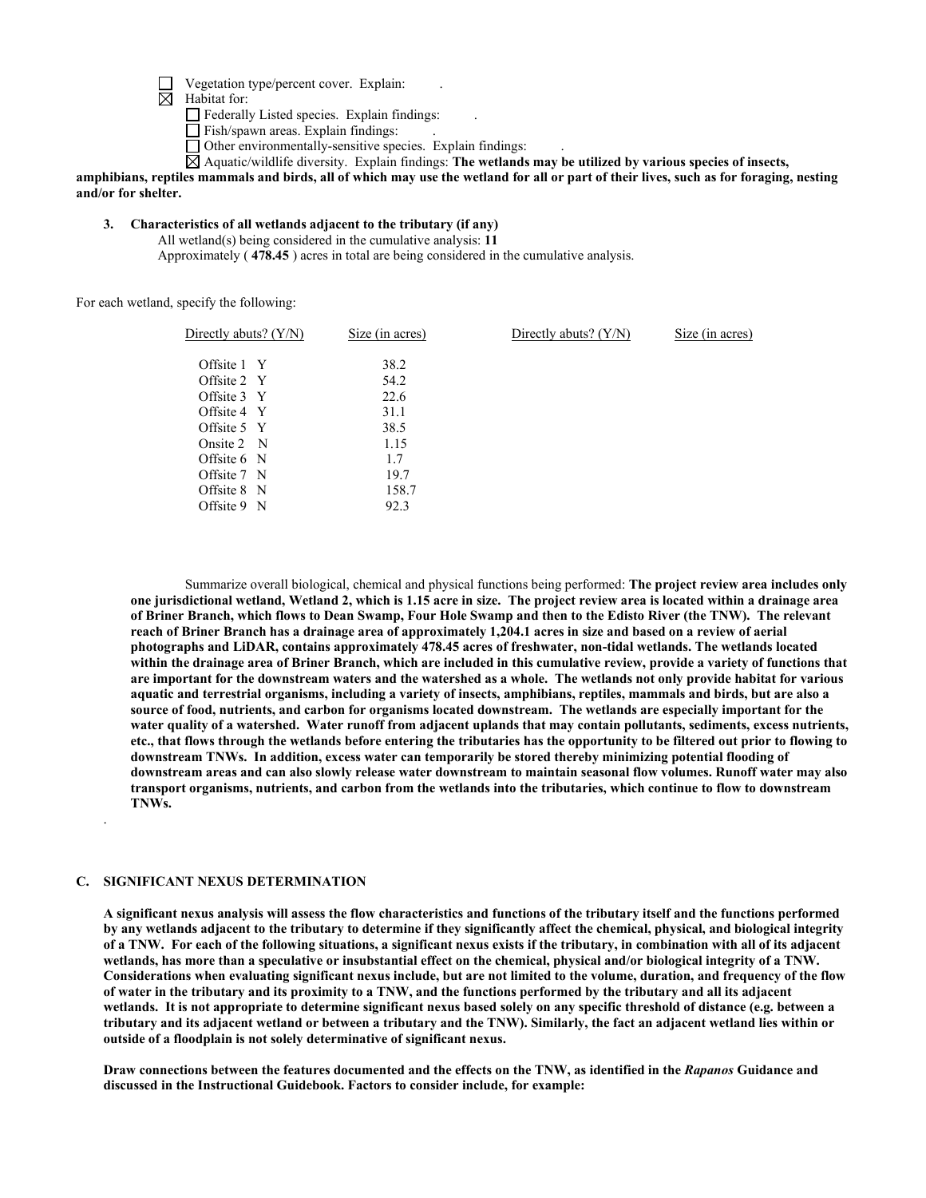☐ Vegetation type/percent cover. Explain: .

☒ Habitat for:

☐ Federally Listed species. Explain findings: .

☐ Fish/spawn areas. Explain findings: .

☐ Other environmentally-sensitive species. Explain findings: .

☒ Aquatic/wildlife diversity. Explain findings: **The wetlands may be utilized by various species of insects, amphibians, reptiles mammals and birds, all of which may use the wetland for all or part of their lives, such as for foraging, nesting and/or for shelter.**

**3. Characteristics of all wetlands adjacent to the tributary (if any)**

All wetland(s) being considered in the cumulative analysis: **11**

Approximately ( **478.45** ) acres in total are being considered in the cumulative analysis.

For each wetland, specify the following:

| Directly abuts? (Y/N) | Size (in acres) | Directly abuts? (Y/N) | Size (in acres) |
|---|---|---|---|
| Offsite 1 Y | 38.2 | | |
| Offsite 2 Y | 54.2 | | |
| Offsite 3 Y | 22.6 | | |
| Offsite 4 Y | 31.1 | | |
| Offsite 5 Y | 38.5 | | |
| Onsite 2 N | 1.15 | | |
| Offsite 6 N | 1.7 | | |
| Offsite 7 N | 19.7 | | |
| Offsite 8 N | 158.7 | | |
| Offsite 9 N | 92.3 | | |

Summarize overall biological, chemical and physical functions being performed: **The project review area includes only one jurisdictional wetland, Wetland 2, which is 1.15 acre in size. The project review area is located within a drainage area of Briner Branch, which flows to Dean Swamp, Four Hole Swamp and then to the Edisto River (the TNW). The relevant reach of Briner Branch has a drainage area of approximately 1,204.1 acres in size and based on a review of aerial photographs and LiDAR, contains approximately 478.45 acres of freshwater, non-tidal wetlands. The wetlands located within the drainage area of Briner Branch, which are included in this cumulative review, provide a variety of functions that are important for the downstream waters and the watershed as a whole. The wetlands not only provide habitat for various aquatic and terrestrial organisms, including a variety of insects, amphibians, reptiles, mammals and birds, but are also a source of food, nutrients, and carbon for organisms located downstream. The wetlands are especially important for the water quality of a watershed. Water runoff from adjacent uplands that may contain pollutants, sediments, excess nutrients, etc., that flows through the wetlands before entering the tributaries has the opportunity to be filtered out prior to flowing to downstream TNWs. In addition, excess water can temporarily be stored thereby minimizing potential flooding of downstream areas and can also slowly release water downstream to maintain seasonal flow volumes. Runoff water may also transport organisms, nutrients, and carbon from the wetlands into the tributaries, which continue to flow to downstream TNWs.**

.

### C. SIGNIFICANT NEXUS DETERMINATION

**A significant nexus analysis will assess the flow characteristics and functions of the tributary itself and the functions performed by any wetlands adjacent to the tributary to determine if they significantly affect the chemical, physical, and biological integrity of a TNW. For each of the following situations, a significant nexus exists if the tributary, in combination with all of its adjacent wetlands, has more than a speculative or insubstantial effect on the chemical, physical and/or biological integrity of a TNW. Considerations when evaluating significant nexus include, but are not limited to the volume, duration, and frequency of the flow of water in the tributary and its proximity to a TNW, and the functions performed by the tributary and all its adjacent wetlands. It is not appropriate to determine significant nexus based solely on any specific threshold of distance (e.g. between a tributary and its adjacent wetland or between a tributary and the TNW). Similarly, the fact an adjacent wetland lies within or outside of a floodplain is not solely determinative of significant nexus.**

**Draw connections between the features documented and the effects on the TNW, as identified in the *Rapanos* Guidance and discussed in the Instructional Guidebook. Factors to consider include, for example:**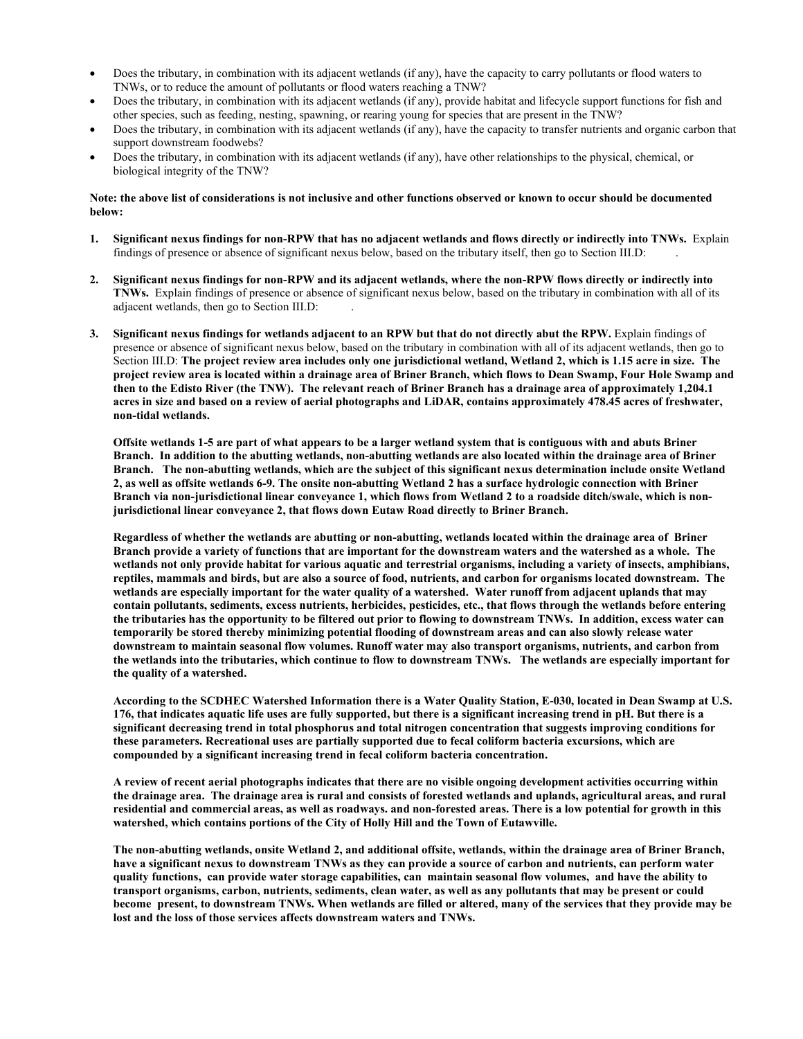- Does the tributary, in combination with its adjacent wetlands (if any), have the capacity to carry pollutants or flood waters to TNWs, or to reduce the amount of pollutants or flood waters reaching a TNW?
- Does the tributary, in combination with its adjacent wetlands (if any), provide habitat and lifecycle support functions for fish and other species, such as feeding, nesting, spawning, or rearing young for species that are present in the TNW?
- Does the tributary, in combination with its adjacent wetlands (if any), have the capacity to transfer nutrients and organic carbon that support downstream foodwebs?
- Does the tributary, in combination with its adjacent wetlands (if any), have other relationships to the physical, chemical, or biological integrity of the TNW?

**Note: the above list of considerations is not inclusive and other functions observed or known to occur should be documented below:**

1. **Significant nexus findings for non-RPW that has no adjacent wetlands and flows directly or indirectly into TNWs.** Explain findings of presence or absence of significant nexus below, based on the tributary itself, then go to Section III.D: .

2. **Significant nexus findings for non-RPW and its adjacent wetlands, where the non-RPW flows directly or indirectly into TNWs.** Explain findings of presence or absence of significant nexus below, based on the tributary in combination with all of its adjacent wetlands, then go to Section III.D: .

3. **Significant nexus findings for wetlands adjacent to an RPW but that do not directly abut the RPW.** Explain findings of presence or absence of significant nexus below, based on the tributary in combination with all of its adjacent wetlands, then go to Section III.D: **The project review area includes only one jurisdictional wetland, Wetland 2, which is 1.15 acre in size. The project review area is located within a drainage area of Briner Branch, which flows to Dean Swamp, Four Hole Swamp and then to the Edisto River (the TNW). The relevant reach of Briner Branch has a drainage area of approximately 1,204.1 acres in size and based on a review of aerial photographs and LiDAR, contains approximately 478.45 acres of freshwater, non-tidal wetlands.**

   **Offsite wetlands 1-5 are part of what appears to be a larger wetland system that is contiguous with and abuts Briner Branch. In addition to the abutting wetlands, non-abutting wetlands are also located within the drainage area of Briner Branch. The non-abutting wetlands, which are the subject of this significant nexus determination include onsite Wetland 2, as well as offsite wetlands 6-9. The onsite non-abutting Wetland 2 has a surface hydrologic connection with Briner Branch via non-jurisdictional linear conveyance 1, which flows from Wetland 2 to a roadside ditch/swale, which is non-jurisdictional linear conveyance 2, that flows down Eutaw Road directly to Briner Branch.**

   **Regardless of whether the wetlands are abutting or non-abutting, wetlands located within the drainage area of Briner Branch provide a variety of functions that are important for the downstream waters and the watershed as a whole. The wetlands not only provide habitat for various aquatic and terrestrial organisms, including a variety of insects, amphibians, reptiles, mammals and birds, but are also a source of food, nutrients, and carbon for organisms located downstream. The wetlands are especially important for the water quality of a watershed. Water runoff from adjacent uplands that may contain pollutants, sediments, excess nutrients, herbicides, pesticides, etc., that flows through the wetlands before entering the tributaries has the opportunity to be filtered out prior to flowing to downstream TNWs. In addition, excess water can temporarily be stored thereby minimizing potential flooding of downstream areas and can also slowly release water downstream to maintain seasonal flow volumes. Runoff water may also transport organisms, nutrients, and carbon from the wetlands into the tributaries, which continue to flow to downstream TNWs. The wetlands are especially important for the quality of a watershed.**

   **According to the SCDHEC Watershed Information there is a Water Quality Station, E-030, located in Dean Swamp at U.S. 176, that indicates aquatic life uses are fully supported, but there is a significant increasing trend in pH. But there is a significant decreasing trend in total phosphorus and total nitrogen concentration that suggests improving conditions for these parameters. Recreational uses are partially supported due to fecal coliform bacteria excursions, which are compounded by a significant increasing trend in fecal coliform bacteria concentration.**

   **A review of recent aerial photographs indicates that there are no visible ongoing development activities occurring within the drainage area. The drainage area is rural and consists of forested wetlands and uplands, agricultural areas, and rural residential and commercial areas, as well as roadways. and non-forested areas. There is a low potential for growth in this watershed, which contains portions of the City of Holly Hill and the Town of Eutawville.**

   **The non-abutting wetlands, onsite Wetland 2, and additional offsite, wetlands, within the drainage area of Briner Branch, have a significant nexus to downstream TNWs as they can provide a source of carbon and nutrients, can perform water quality functions, can provide water storage capabilities, can maintain seasonal flow volumes, and have the ability to transport organisms, carbon, nutrients, sediments, clean water, as well as any pollutants that may be present or could become present, to downstream TNWs. When wetlands are filled or altered, many of the services that they provide may be lost and the loss of those services affects downstream waters and TNWs.**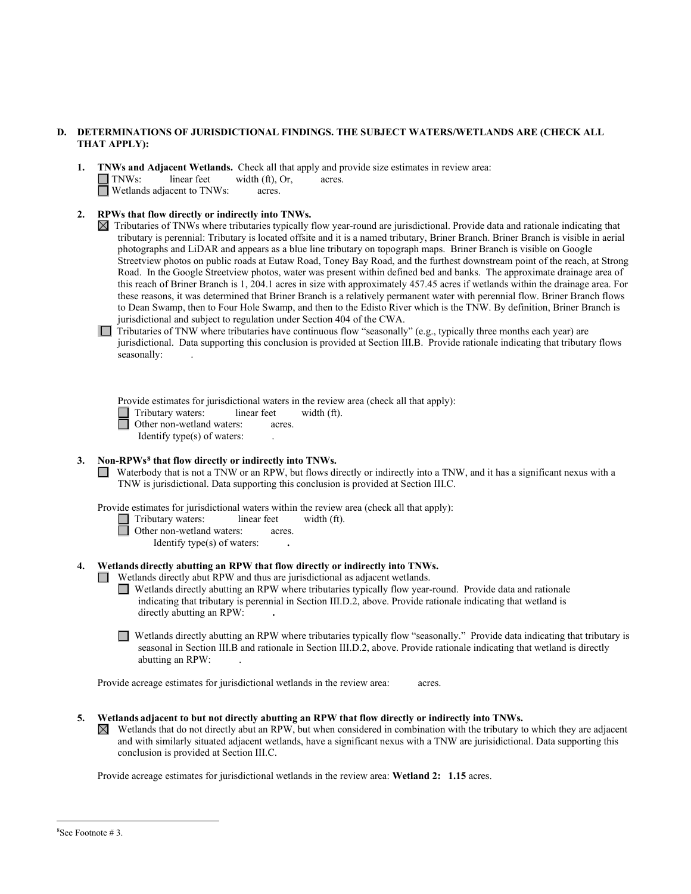**D. DETERMINATIONS OF JURISDICTIONAL FINDINGS. THE SUBJECT WATERS/WETLANDS ARE (CHECK ALL THAT APPLY):**

**1. TNWs and Adjacent Wetlands.** Check all that apply and provide size estimates in review area:

☐ TNWs: linear feet width (ft), Or, acres.

☐ Wetlands adjacent to TNWs: acres.

**2. RPWs that flow directly or indirectly into TNWs.**

☒ Tributaries of TNWs where tributaries typically flow year-round are jurisdictional. Provide data and rationale indicating that tributary is perennial: Tributary is located offsite and it is a named tributary, Briner Branch. Briner Branch is visible in aerial photographs and LiDAR and appears as a blue line tributary on topograph maps. Briner Branch is visible on Google Streetview photos on public roads at Eutaw Road, Toney Bay Road, and the furthest downstream point of the reach, at Strong Road. In the Google Streetview photos, water was present within defined bed and banks. The approximate drainage area of this reach of Briner Branch is 1, 204.1 acres in size with approximately 457.45 acres if wetlands within the drainage area. For these reasons, it was determined that Briner Branch is a relatively permanent water with perennial flow. Briner Branch flows to Dean Swamp, then to Four Hole Swamp, and then to the Edisto River which is the TNW. By definition, Briner Branch is jurisdictional and subject to regulation under Section 404 of the CWA.

☐ Tributaries of TNW where tributaries have continuous flow "seasonally" (e.g., typically three months each year) are jurisdictional. Data supporting this conclusion is provided at Section III.B. Provide rationale indicating that tributary flows seasonally: .

Provide estimates for jurisdictional waters in the review area (check all that apply):

☐ Tributary waters: linear feet width (ft).

☐ Other non-wetland waters: acres.

Identify type(s) of waters: .

**3. Non-RPWs[8] that flow directly or indirectly into TNWs.**

☐ Waterbody that is not a TNW or an RPW, but flows directly or indirectly into a TNW, and it has a significant nexus with a TNW is jurisdictional. Data supporting this conclusion is provided at Section III.C.

Provide estimates for jurisdictional waters within the review area (check all that apply):

☐ Tributary waters: linear feet width (ft).

☐ Other non-wetland waters: acres.

Identify type(s) of waters: **.**

**4. Wetlands directly abutting an RPW that flow directly or indirectly into TNWs.**

☐ Wetlands directly abut RPW and thus are jurisdictional as adjacent wetlands.

☐ Wetlands directly abutting an RPW where tributaries typically flow year-round. Provide data and rationale indicating that tributary is perennial in Section III.D.2, above. Provide rationale indicating that wetland is directly abutting an RPW: **.**

☐ Wetlands directly abutting an RPW where tributaries typically flow "seasonally." Provide data indicating that tributary is seasonal in Section III.B and rationale in Section III.D.2, above. Provide rationale indicating that wetland is directly abutting an RPW: .

Provide acreage estimates for jurisdictional wetlands in the review area: acres.

**5. Wetlands adjacent to but not directly abutting an RPW that flow directly or indirectly into TNWs.**

☒ Wetlands that do not directly abut an RPW, but when considered in combination with the tributary to which they are adjacent and with similarly situated adjacent wetlands, have a significant nexus with a TNW are jurisidictional. Data supporting this conclusion is provided at Section III.C.

Provide acreage estimates for jurisdictional wetlands in the review area: **Wetland 2: 1.15** acres.

---

[8]See Footnote # 3.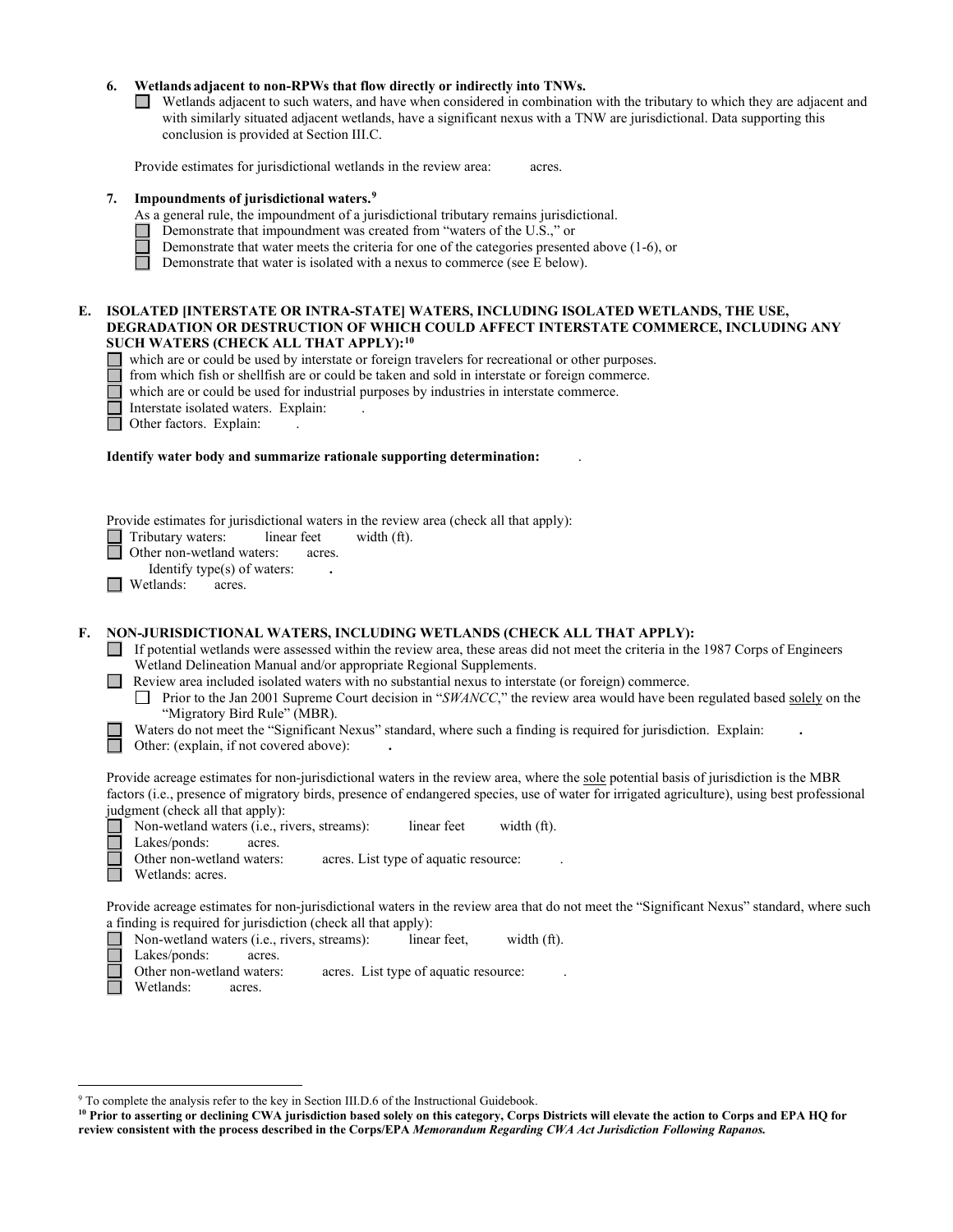**6. Wetlands adjacent to non-RPWs that flow directly or indirectly into TNWs.**

☐ Wetlands adjacent to such waters, and have when considered in combination with the tributary to which they are adjacent and with similarly situated adjacent wetlands, have a significant nexus with a TNW are jurisdictional. Data supporting this conclusion is provided at Section III.C.

Provide estimates for jurisdictional wetlands in the review area: acres.

**7. Impoundments of jurisdictional waters.**[9]

As a general rule, the impoundment of a jurisdictional tributary remains jurisdictional.

☐ Demonstrate that impoundment was created from "waters of the U.S.," or
☐ Demonstrate that water meets the criteria for one of the categories presented above (1-6), or
☐ Demonstrate that water is isolated with a nexus to commerce (see E below).

**E. ISOLATED [INTERSTATE OR INTRA-STATE] WATERS, INCLUDING ISOLATED WETLANDS, THE USE, DEGRADATION OR DESTRUCTION OF WHICH COULD AFFECT INTERSTATE COMMERCE, INCLUDING ANY SUCH WATERS (CHECK ALL THAT APPLY):**[10]

☐ which are or could be used by interstate or foreign travelers for recreational or other purposes.
☐ from which fish or shellfish are or could be taken and sold in interstate or foreign commerce.
☐ which are or could be used for industrial purposes by industries in interstate commerce.
☐ Interstate isolated waters. Explain: .
☐ Other factors. Explain: .

**Identify water body and summarize rationale supporting determination:** .

Provide estimates for jurisdictional waters in the review area (check all that apply):

☐ Tributary waters: linear feet width (ft).
☐ Other non-wetland waters: acres.
Identify type(s) of waters: **.**
☐ Wetlands: acres.

**F. NON-JURISDICTIONAL WATERS, INCLUDING WETLANDS (CHECK ALL THAT APPLY):**

☐ If potential wetlands were assessed within the review area, these areas did not meet the criteria in the 1987 Corps of Engineers Wetland Delineation Manual and/or appropriate Regional Supplements.
☐ Review area included isolated waters with no substantial nexus to interstate (or foreign) commerce.
☐ Prior to the Jan 2001 Supreme Court decision in "*SWANCC*," the review area would have been regulated based solely on the "Migratory Bird Rule" (MBR).
☐ Waters do not meet the "Significant Nexus" standard, where such a finding is required for jurisdiction. Explain: **.**
☐ Other: (explain, if not covered above): **.**

Provide acreage estimates for non-jurisdictional waters in the review area, where the sole potential basis of jurisdiction is the MBR factors (i.e., presence of migratory birds, presence of endangered species, use of water for irrigated agriculture), using best professional judgment (check all that apply):

☐ Non-wetland waters (i.e., rivers, streams): linear feet width (ft).
☐ Lakes/ponds: acres.
☐ Other non-wetland waters: acres. List type of aquatic resource: .
☐ Wetlands: acres.

Provide acreage estimates for non-jurisdictional waters in the review area that do not meet the "Significant Nexus" standard, where such a finding is required for jurisdiction (check all that apply):

☐ Non-wetland waters (i.e., rivers, streams): linear feet, width (ft).
☐ Lakes/ponds: acres.
☐ Other non-wetland waters: acres. List type of aquatic resource: .
☐ Wetlands: acres.

---

[9] To complete the analysis refer to the key in Section III.D.6 of the Instructional Guidebook.

[10] **Prior to asserting or declining CWA jurisdiction based solely on this category, Corps Districts will elevate the action to Corps and EPA HQ for review consistent with the process described in the Corps/EPA *Memorandum Regarding CWA Act Jurisdiction Following Rapanos.***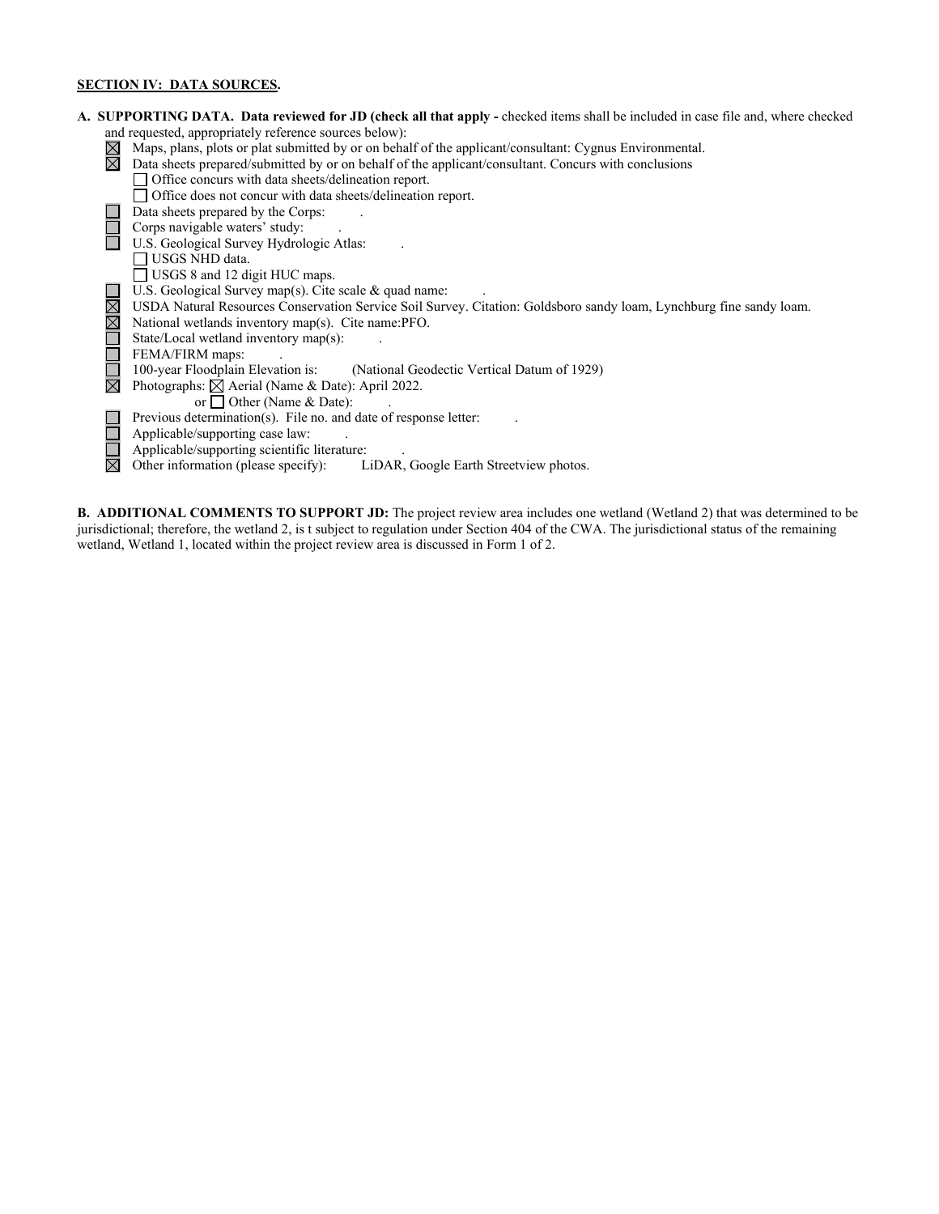**SECTION IV: DATA SOURCES.**

**A. SUPPORTING DATA. Data reviewed for JD (check all that apply -** checked items shall be included in case file and, where checked and requested, appropriately reference sources below):

- ☒ Maps, plans, plots or plat submitted by or on behalf of the applicant/consultant: Cygnus Environmental.
- ☒ Data sheets prepared/submitted by or on behalf of the applicant/consultant. Concurs with conclusions
  - ☐ Office concurs with data sheets/delineation report.
  - ☐ Office does not concur with data sheets/delineation report.
- ☐ Data sheets prepared by the Corps: .
- ☐ Corps navigable waters' study: .
- ☐ U.S. Geological Survey Hydrologic Atlas: .
  - ☐ USGS NHD data.
  - ☐ USGS 8 and 12 digit HUC maps.
- ☐ U.S. Geological Survey map(s). Cite scale & quad name: .
- ☒ USDA Natural Resources Conservation Service Soil Survey. Citation: Goldsboro sandy loam, Lynchburg fine sandy loam.
- ☒ National wetlands inventory map(s). Cite name:PFO.
- ☐ State/Local wetland inventory map(s): .
- ☐ FEMA/FIRM maps: .
- ☐ 100-year Floodplain Elevation is: (National Geodectic Vertical Datum of 1929)
- ☒ Photographs: ☒ Aerial (Name & Date): April 2022.
  - or ☐ Other (Name & Date): .
- ☐ Previous determination(s). File no. and date of response letter: .
- ☐ Applicable/supporting case law: .
- ☐ Applicable/supporting scientific literature: .
- ☒ Other information (please specify): LiDAR, Google Earth Streetview photos.

**B. ADDITIONAL COMMENTS TO SUPPORT JD:** The project review area includes one wetland (Wetland 2) that was determined to be jurisdictional; therefore, the wetland 2, is t subject to regulation under Section 404 of the CWA. The jurisdictional status of the remaining wetland, Wetland 1, located within the project review area is discussed in Form 1 of 2.